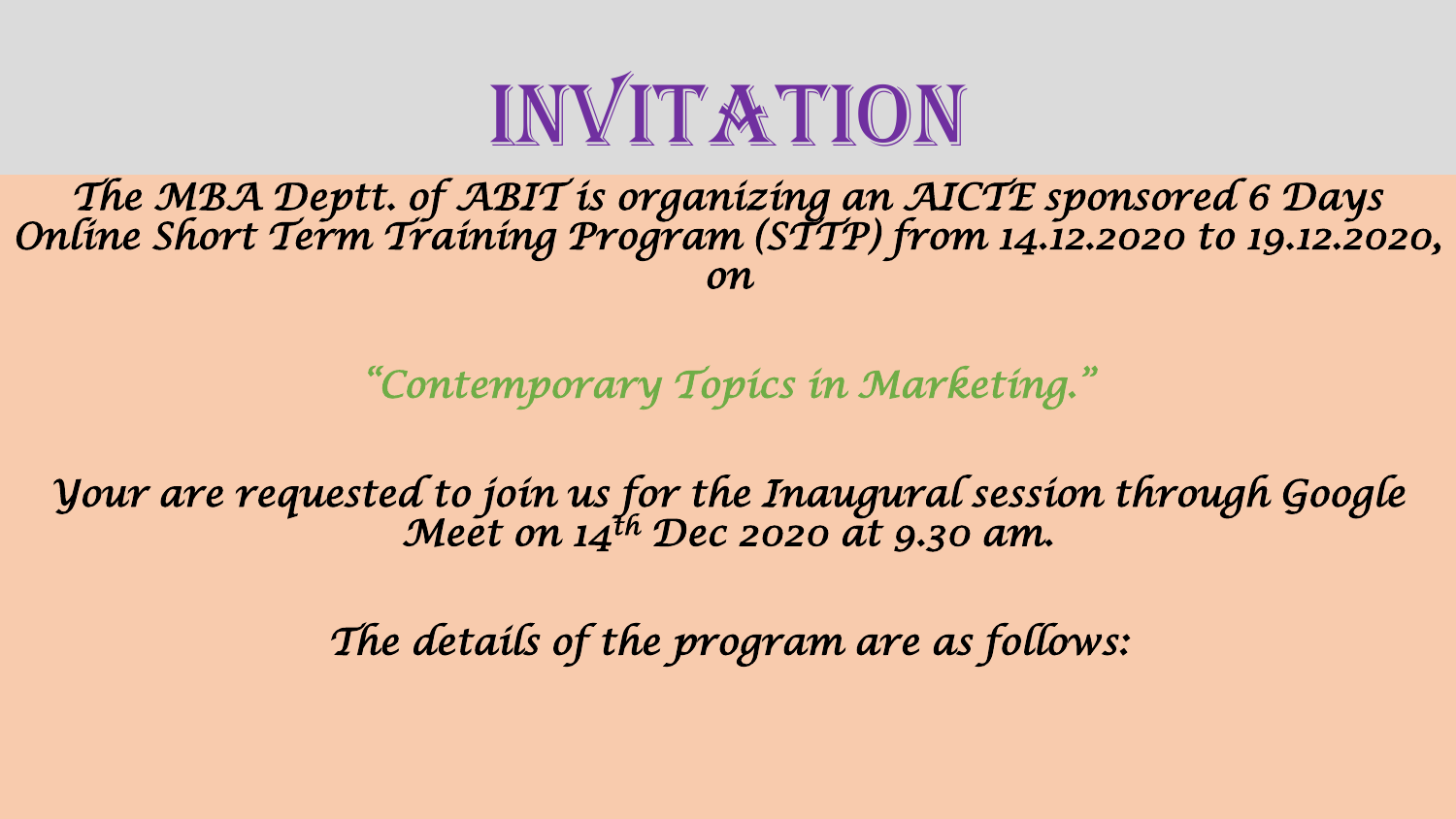# INVITATION

*The MBA Deptt. of ABIT is organizing an AICTE sponsored 6 Days Online Short Term Training Program (STTP) from 14.12.2020 to 19.12.2020, on*

*"Contemporary Topics in Marketing."*

*Your are requested to join us for the Inaugural session through Google Meet on 14th Dec 2020 at 9.30 am.*

*The details of the program are as follows:*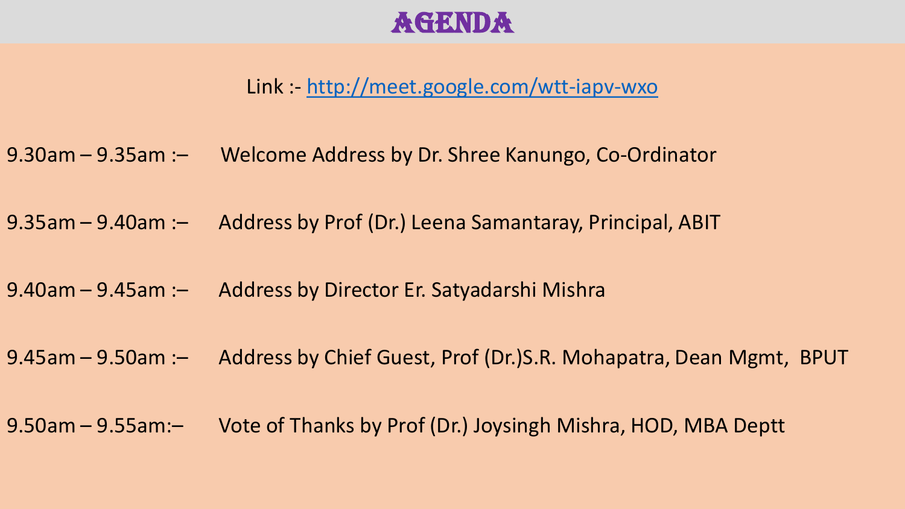# AGENDA

Link :- [http://meet.google.com/wtt-iapv-wxo](http://meet.google.com/wtt-iapv-wxo)

9.30am – 9.35am :– Welcome Address by Dr. Shree Kanungo, Co-Ordinator

9.35am – 9.40am :– Address by Prof (Dr.) Leena Samantaray, Principal, ABIT

9.40am – 9.45am :– Address by Director Er. Satyadarshi Mishra

9.45am – 9.50am :– Address by Chief Guest, Prof (Dr.)S.R. Mohapatra, Dean Mgmt, BPUT

9.50am – 9.55am:– Vote of Thanks by Prof (Dr.) Joysingh Mishra, HOD, MBA Deptt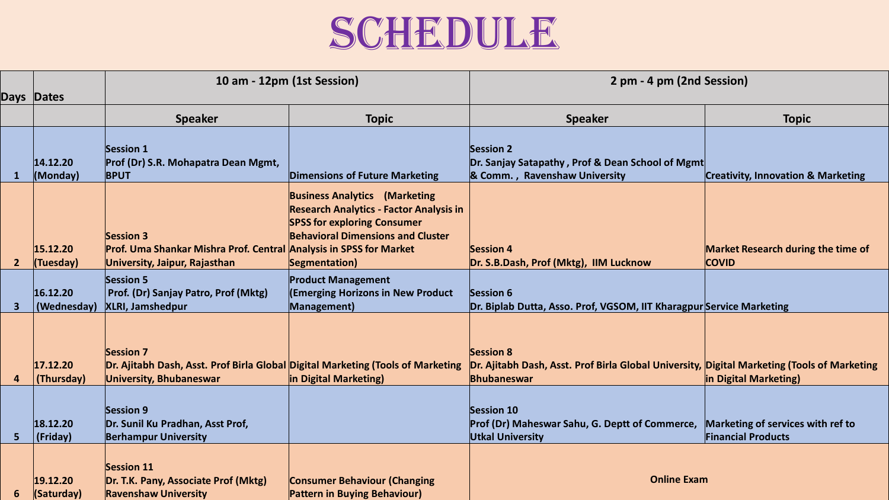# SCHEDULE

| Days | Dates | 10 am - 12pm (1st Session) | | 2 pm - 4 pm (2nd Session) | |
|---|---|---|---|---|---|
| | | **Speaker** | **Topic** | **Speaker** | **Topic** |
| 1 | 14.12.20 (Monday) | Session 1<br>Prof (Dr) S.R. Mohapatra Dean Mgmt, BPUT | Dimensions of Future Marketing | Session 2<br>Dr. Sanjay Satapathy , Prof & Dean School of Mgmt & Comm. , Ravenshaw University | Creativity, Innovation & Marketing |
| 2 | 15.12.20 (Tuesday) | Session 3<br>Prof. Uma Shankar Mishra Prof. Central University, Jaipur, Rajasthan | Business Analytics (Marketing Research Analytics - Factor Analysis in SPSS for exploring Consumer Behavioral Dimensions and Cluster Analysis in SPSS for Market Segmentation) | Session 4<br>Dr. S.B.Dash, Prof (Mktg), IIM Lucknow | Market Research during the time of COVID |
| 3 | 16.12.20 (Wednesday) | Session 5<br>Prof. (Dr) Sanjay Patro, Prof (Mktg) XLRI, Jamshedpur | Product Management (Emerging Horizons in New Product Management) | Session 6<br>Dr. Biplab Dutta, Asso. Prof, VGSOM, IIT Kharagpur | Service Marketing |
| 4 | 17.12.20 (Thursday) | Session 7<br>Dr. Ajitabh Dash, Asst. Prof Birla Global University, Bhubaneswar | Digital Marketing (Tools of Marketing in Digital Marketing) | Session 8<br>Dr. Ajitabh Dash, Asst. Prof Birla Global University, Bhubaneswar | Digital Marketing (Tools of Marketing in Digital Marketing) |
| 5 | 18.12.20 (Friday) | Session 9<br>Dr. Sunil Ku Pradhan, Asst Prof, Berhampur University | | Session 10<br>Prof (Dr) Maheswar Sahu, G. Deptt of Commerce, Utkal University | Marketing of services with ref to Financial Products |
| 6 | 19.12.20 (Saturday) | Session 11<br>Dr. T.K. Pany, Associate Prof (Mktg) Ravenshaw University | Consumer Behaviour (Changing Pattern in Buying Behaviour) | Online Exam | |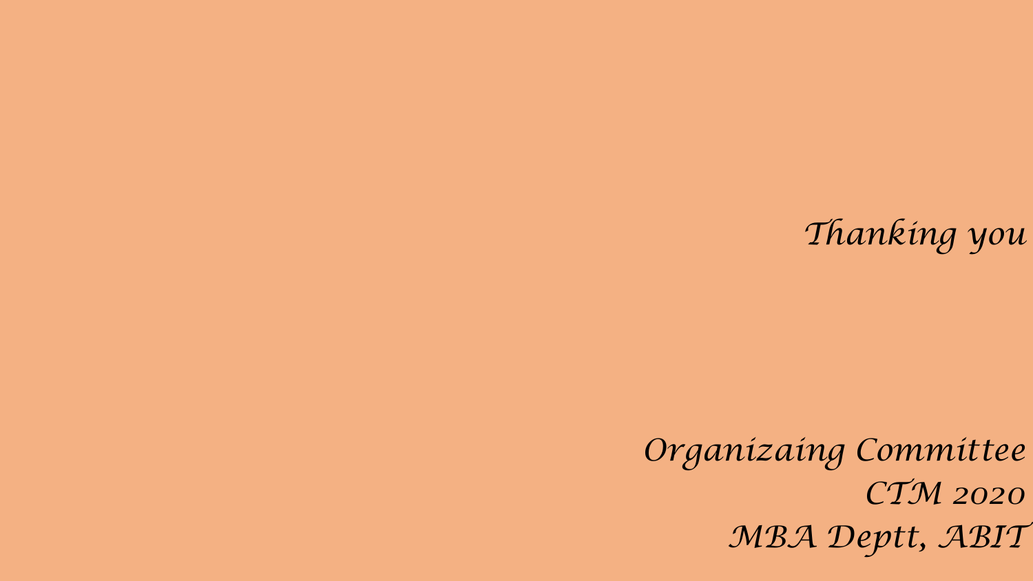*Thanking you*

*Organizaing Committee*
*CTM 2020*
*MBA Deptt, ABIT*